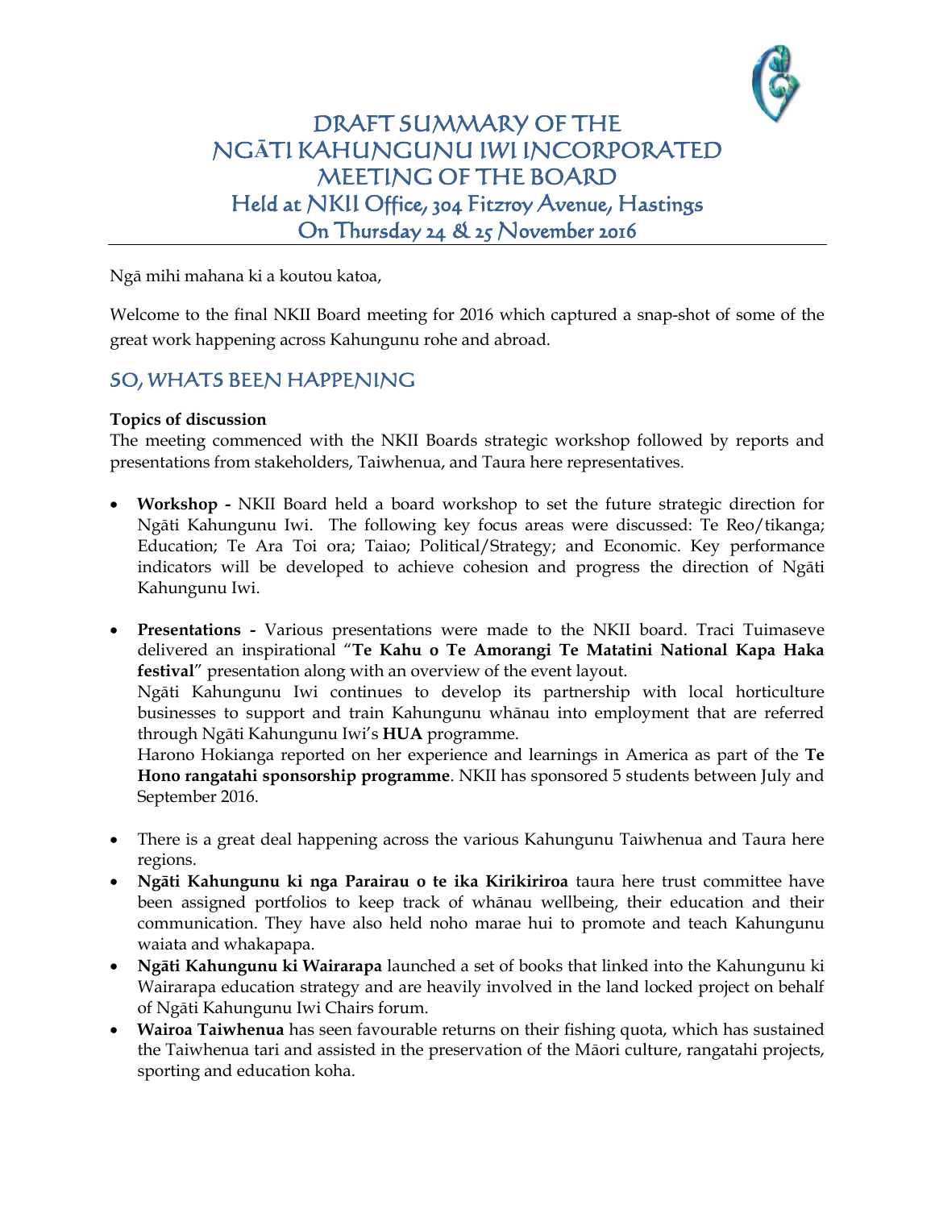# DRAFT SUMMARY OF THE NGĀTI KAHUNGUNU IWI INCORPORATED MEETING OF THE BOARD

## Held at NKII Office, 304 Fitzroy Avenue, Hastings
## On Thursday 24 & 25 November 2016

Ngā mihi mahana ki a koutou katoa,

Welcome to the final NKII Board meeting for 2016 which captured a snap-shot of some of the great work happening across Kahungunu rohe and abroad.

## SO, WHATS BEEN HAPPENING

**Topics of discussion**

The meeting commenced with the NKII Boards strategic workshop followed by reports and presentations from stakeholders, Taiwhenua, and Taura here representatives.

- **Workshop -** NKII Board held a board workshop to set the future strategic direction for Ngāti Kahungunu Iwi. The following key focus areas were discussed: Te Reo/tikanga; Education; Te Ara Toi ora; Taiao; Political/Strategy; and Economic. Key performance indicators will be developed to achieve cohesion and progress the direction of Ngāti Kahungunu Iwi.
- **Presentations -** Various presentations were made to the NKII board. Traci Tuimaseve delivered an inspirational "**Te Kahu o Te Amorangi Te Matatini National Kapa Haka festival**" presentation along with an overview of the event layout.
  Ngāti Kahungunu Iwi continues to develop its partnership with local horticulture businesses to support and train Kahungunu whānau into employment that are referred through Ngāti Kahungunu Iwi's **HUA** programme.
  Harono Hokianga reported on her experience and learnings in America as part of the **Te Hono rangatahi sponsorship programme**. NKII has sponsored 5 students between July and September 2016.
- There is a great deal happening across the various Kahungunu Taiwhenua and Taura here regions.
- **Ngāti Kahungunu ki nga Parairau o te ika Kirikiriroa** taura here trust committee have been assigned portfolios to keep track of whānau wellbeing, their education and their communication. They have also held noho marae hui to promote and teach Kahungunu waiata and whakapapa.
- **Ngāti Kahungunu ki Wairarapa** launched a set of books that linked into the Kahungunu ki Wairarapa education strategy and are heavily involved in the land locked project on behalf of Ngāti Kahungunu Iwi Chairs forum.
- **Wairoa Taiwhenua** has seen favourable returns on their fishing quota, which has sustained the Taiwhenua tari and assisted in the preservation of the Māori culture, rangatahi projects, sporting and education koha.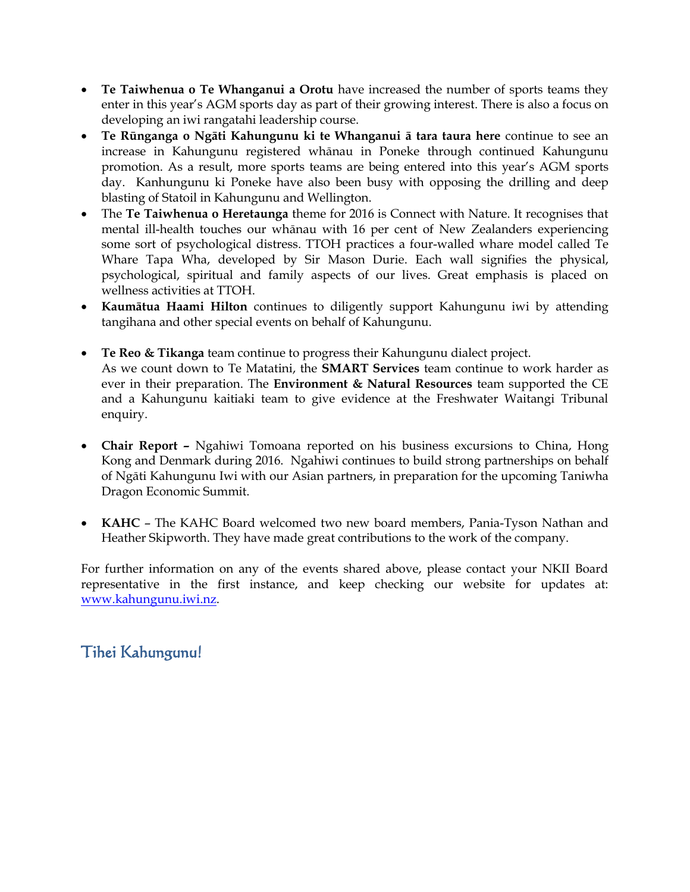- **Te Taiwhenua o Te Whanganui a Orotu** have increased the number of sports teams they enter in this year's AGM sports day as part of their growing interest. There is also a focus on developing an iwi rangatahi leadership course.
- **Te Rūnganga o Ngāti Kahungunu ki te Whanganui ā tara taura here** continue to see an increase in Kahungunu registered whānau in Poneke through continued Kahungunu promotion. As a result, more sports teams are being entered into this year's AGM sports day. Kanhungunu ki Poneke have also been busy with opposing the drilling and deep blasting of Statoil in Kahungunu and Wellington.
- The **Te Taiwhenua o Heretaunga** theme for 2016 is Connect with Nature. It recognises that mental ill-health touches our whānau with 16 per cent of New Zealanders experiencing some sort of psychological distress. TTOH practices a four-walled whare model called Te Whare Tapa Wha, developed by Sir Mason Durie. Each wall signifies the physical, psychological, spiritual and family aspects of our lives. Great emphasis is placed on wellness activities at TTOH.
- **Kaumātua Haami Hilton** continues to diligently support Kahungunu iwi by attending tangihana and other special events on behalf of Kahungunu.
- **Te Reo & Tikanga** team continue to progress their Kahungunu dialect project. As we count down to Te Matatini, the **SMART Services** team continue to work harder as ever in their preparation. The **Environment & Natural Resources** team supported the CE and a Kahungunu kaitiaki team to give evidence at the Freshwater Waitangi Tribunal enquiry.
- **Chair Report –** Ngahiwi Tomoana reported on his business excursions to China, Hong Kong and Denmark during 2016. Ngahiwi continues to build strong partnerships on behalf of Ngāti Kahungunu Iwi with our Asian partners, in preparation for the upcoming Taniwha Dragon Economic Summit.
- **KAHC** – The KAHC Board welcomed two new board members, Pania-Tyson Nathan and Heather Skipworth. They have made great contributions to the work of the company.

For further information on any of the events shared above, please contact your NKII Board representative in the first instance, and keep checking our website for updates at: www.kahungunu.iwi.nz.

## Tihei Kahungunu!